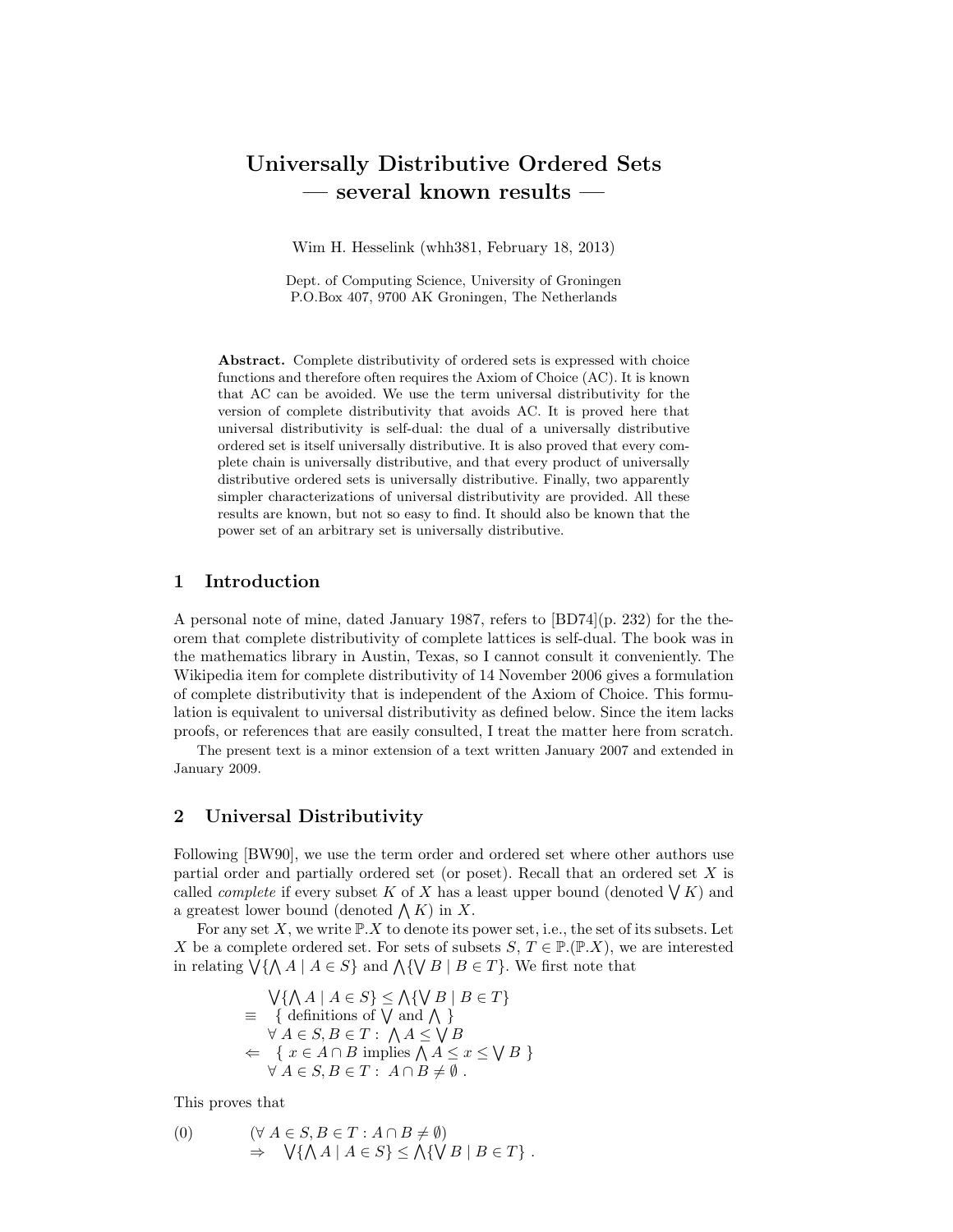# Universally Distributive Ordered Sets
# — several known results —

Wim H. Hesselink (whh381, February 18, 2013)

Dept. of Computing Science, University of Groningen
P.O.Box 407, 9700 AK Groningen, The Netherlands

**Abstract.** Complete distributivity of ordered sets is expressed with choice functions and therefore often requires the Axiom of Choice (AC). It is known that AC can be avoided. We use the term universal distributivity for the version of complete distributivity that avoids AC. It is proved here that universal distributivity is self-dual: the dual of a universally distributive ordered set is itself universally distributive. It is also proved that every complete chain is universally distributive, and that every product of universally distributive ordered sets is universally distributive. Finally, two apparently simpler characterizations of universal distributivity are provided. All these results are known, but not so easy to find. It should also be known that the power set of an arbitrary set is universally distributive.

## 1 Introduction

A personal note of mine, dated January 1987, refers to [BD74](p. 232) for the theorem that complete distributivity of complete lattices is self-dual. The book was in the mathematics library in Austin, Texas, so I cannot consult it conveniently. The Wikipedia item for complete distributivity of 14 November 2006 gives a formulation of complete distributivity that is independent of the Axiom of Choice. This formulation is equivalent to universal distributivity as defined below. Since the item lacks proofs, or references that are easily consulted, I treat the matter here from scratch.

The present text is a minor extension of a text written January 2007 and extended in January 2009.

## 2 Universal Distributivity

Following [BW90], we use the term order and ordered set where other authors use partial order and partially ordered set (or poset). Recall that an ordered set $X$ is called *complete* if every subset $K$ of $X$ has a least upper bound (denoted $\bigvee K$) and a greatest lower bound (denoted $\bigwedge K$) in $X$.

For any set $X$, we write $\mathbb{P}.X$ to denote its power set, i.e., the set of its subsets. Let $X$ be a complete ordered set. For sets of subsets $S$, $T \in \mathbb{P}.(\mathbb{P}.X)$, we are interested in relating $\bigvee\{\bigwedge A \mid A \in S\}$ and $\bigwedge\{\bigvee B \mid B \in T\}$. We first note that

$$
\begin{array}{ll}
 & \bigvee\{\bigwedge A \mid A \in S\} \leq \bigwedge\{\bigvee B \mid B \in T\} \\
\equiv & \{ \text{ definitions of } \bigvee \text{ and } \bigwedge \ \} \\
 & \forall\, A \in S, B \in T:\ \bigwedge A \leq \bigvee B \\
\Leftarrow & \{\ x \in A \cap B \text{ implies } \bigwedge A \leq x \leq \bigvee B\ \} \\
 & \forall\, A \in S, B \in T:\ A \cap B \neq \emptyset\ .
\end{array}
$$

This proves that

$$
\begin{array}{lll}
(0) & & (\forall\, A \in S, B \in T : A \cap B \neq \emptyset) \\
 & \Rightarrow & \bigvee\{\bigwedge A \mid A \in S\} \leq \bigwedge\{\bigvee B \mid B \in T\}\ .
\end{array}
$$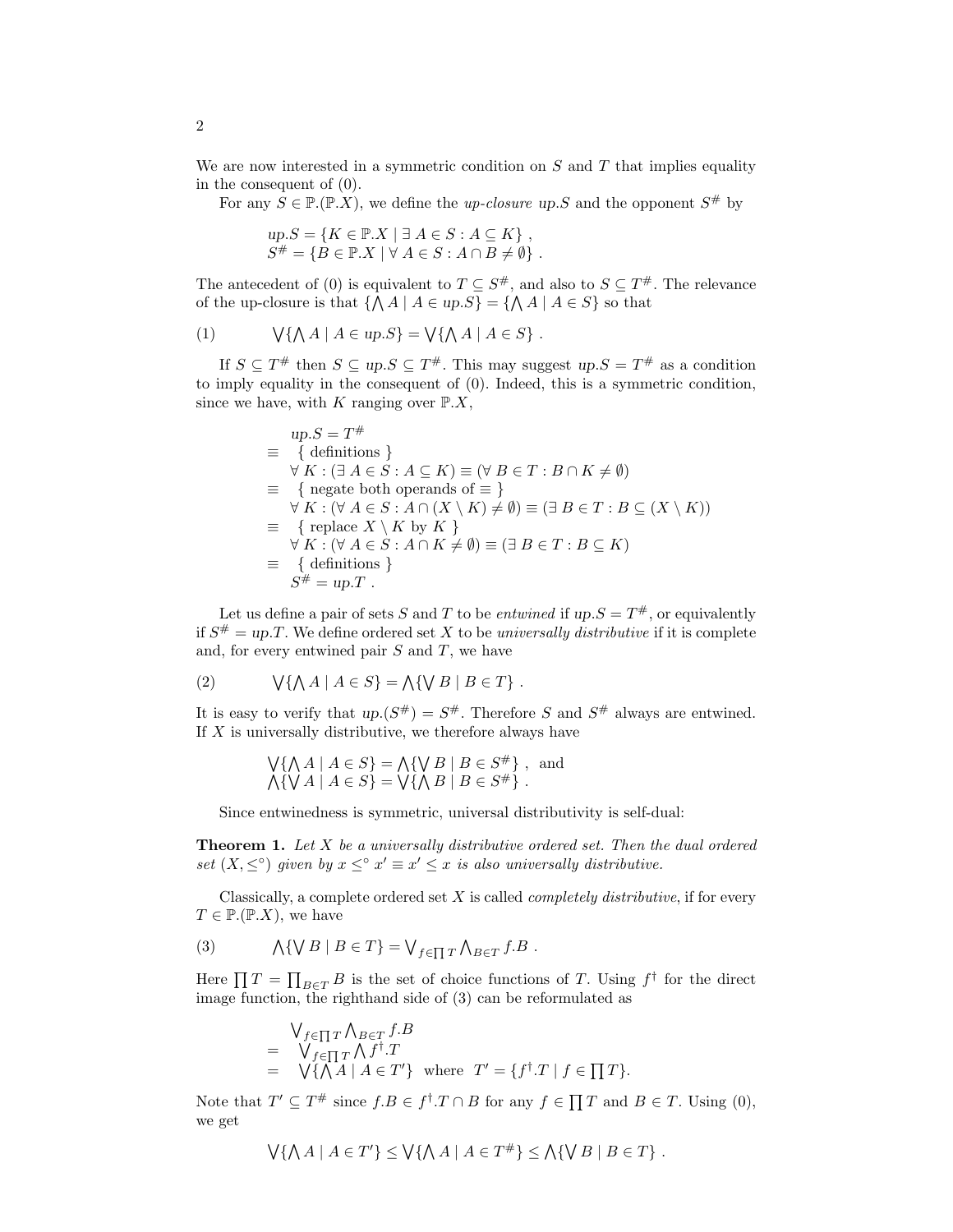We are now interested in a symmetric condition on $S$ and $T$ that implies equality in the consequent of (0).

For any $S \in \mathbb{P}.(\mathbb{P}.X)$, we define the *up-closure* $up.S$ and the opponent $S^{\#}$ by

$$
\begin{aligned}
up.S &= \{K \in \mathbb{P}.X \mid \exists\, A \in S : A \subseteq K\}\ ,\\
S^{\#} &= \{B \in \mathbb{P}.X \mid \forall\, A \in S : A \cap B \neq \emptyset\}\ .
\end{aligned}
$$

The antecedent of (0) is equivalent to $T \subseteq S^{\#}$, and also to $S \subseteq T^{\#}$. The relevance of the up-closure is that $\{\bigwedge A \mid A \in up.S\} = \{\bigwedge A \mid A \in S\}$ so that

$$
(1) \qquad \bigvee\{\bigwedge A \mid A \in up.S\} = \bigvee\{\bigwedge A \mid A \in S\}\ .
$$

If $S \subseteq T^{\#}$ then $S \subseteq up.S \subseteq T^{\#}$. This may suggest $up.S = T^{\#}$ as a condition to imply equality in the consequent of (0). Indeed, this is a symmetric condition, since we have, with $K$ ranging over $\mathbb{P}.X$,

$$
\begin{aligned}
& up.S = T^{\#}\\
\equiv\ & \{\text{ definitions }\}\\
& \forall\, K : (\exists\, A \in S : A \subseteq K) \equiv (\forall\, B \in T : B \cap K \neq \emptyset)\\
\equiv\ & \{\text{ negate both operands of } \equiv\ \}\\
& \forall\, K : (\forall\, A \in S : A \cap (X \setminus K) \neq \emptyset) \equiv (\exists\, B \in T : B \subseteq (X \setminus K))\\
\equiv\ & \{\text{ replace } X \setminus K \text{ by } K\ \}\\
& \forall\, K : (\forall\, A \in S : A \cap K \neq \emptyset) \equiv (\exists\, B \in T : B \subseteq K)\\
\equiv\ & \{\text{ definitions }\}\\
& S^{\#} = up.T\ .
\end{aligned}
$$

Let us define a pair of sets $S$ and $T$ to be *entwined* if $up.S = T^{\#}$, or equivalently if $S^{\#} = up.T$. We define ordered set $X$ to be *universally distributive* if it is complete and, for every entwined pair $S$ and $T$, we have

$$
(2) \qquad \bigvee\{\bigwedge A \mid A \in S\} = \bigwedge\{\bigvee B \mid B \in T\}\ .
$$

It is easy to verify that $up.(S^{\#}) = S^{\#}$. Therefore $S$ and $S^{\#}$ always are entwined. If $X$ is universally distributive, we therefore always have

$$
\begin{aligned}
&\bigvee\{\bigwedge A \mid A \in S\} = \bigwedge\{\bigvee B \mid B \in S^{\#}\}\ ,\ \text{ and}\\
&\bigwedge\{\bigvee A \mid A \in S\} = \bigvee\{\bigwedge B \mid B \in S^{\#}\}\ .
\end{aligned}
$$

Since entwinedness is symmetric, universal distributivity is self-dual:

**Theorem 1.** *Let $X$ be a universally distributive ordered set. Then the dual ordered set $(X, \leq^{\circ})$ given by $x \leq^{\circ} x' \equiv x' \leq x$ is also universally distributive.*

Classically, a complete ordered set $X$ is called *completely distributive*, if for every $T \in \mathbb{P}.(\mathbb{P}.X)$, we have

$$
(3) \qquad \bigwedge\{\bigvee B \mid B \in T\} = \bigvee_{f \in \prod T} \bigwedge_{B \in T} f.B\ .
$$

Here $\prod T = \prod_{B \in T} B$ is the set of choice functions of $T$. Using $f^{\dagger}$ for the direct image function, the righthand side of (3) can be reformulated as

$$
\begin{aligned}
& \bigvee_{f \in \prod T} \bigwedge_{B \in T} f.B\\
=\ & \bigvee_{f \in \prod T} \bigwedge f^{\dagger}.T\\
=\ & \bigvee\{\bigwedge A \mid A \in T'\}\ \text{ where }\ T' = \{f^{\dagger}.T \mid f \in \textstyle\prod T\}.
\end{aligned}
$$

Note that $T' \subseteq T^{\#}$ since $f.B \in f^{\dagger}.T \cap B$ for any $f \in \prod T$ and $B \in T$. Using (0), we get

$$
\bigvee\{\bigwedge A \mid A \in T'\} \leq \bigvee\{\bigwedge A \mid A \in T^{\#}\} \leq \bigwedge\{\bigvee B \mid B \in T\}\ .
$$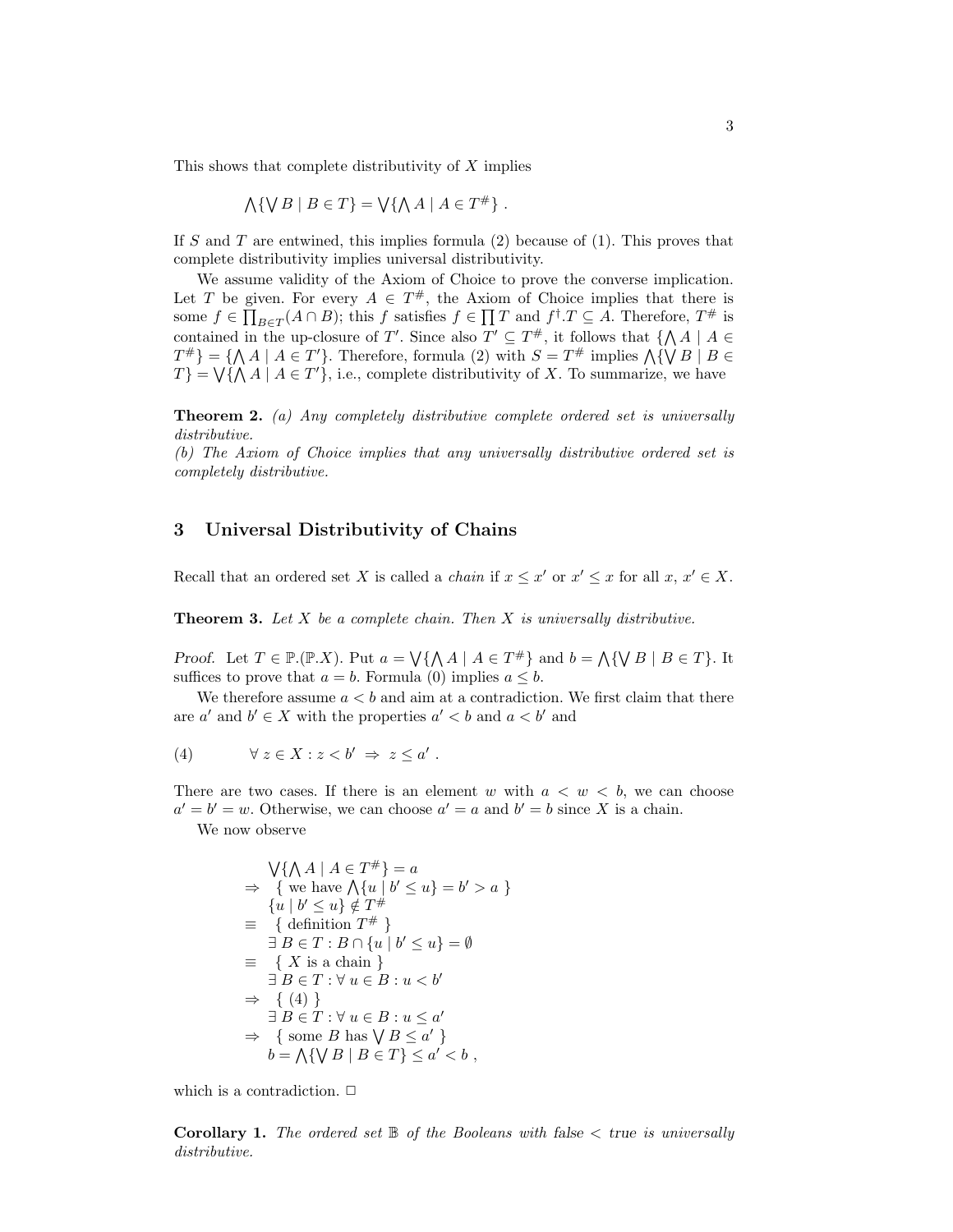This shows that complete distributivity of $X$ implies

$$\bigwedge\{\bigvee B \mid B \in T\} = \bigvee\{\bigwedge A \mid A \in T^{\#}\} \ .$$

If $S$ and $T$ are entwined, this implies formula (2) because of (1). This proves that complete distributivity implies universal distributivity.

We assume validity of the Axiom of Choice to prove the converse implication. Let $T$ be given. For every $A \in T^{\#}$, the Axiom of Choice implies that there is some $f \in \prod_{B \in T}(A \cap B)$; this $f$ satisfies $f \in \prod T$ and $f^{\dagger}.T \subseteq A$. Therefore, $T^{\#}$ is contained in the up-closure of $T'$. Since also $T' \subseteq T^{\#}$, it follows that $\{\bigwedge A \mid A \in T^{\#}\} = \{\bigwedge A \mid A \in T'\}$. Therefore, formula (2) with $S = T^{\#}$ implies $\bigwedge\{\bigvee B \mid B \in T\} = \bigvee\{\bigwedge A \mid A \in T'\}$, i.e., complete distributivity of $X$. To summarize, we have

**Theorem 2.** *(a) Any completely distributive complete ordered set is universally distributive.*
*(b) The Axiom of Choice implies that any universally distributive ordered set is completely distributive.*

## 3 Universal Distributivity of Chains

Recall that an ordered set $X$ is called a *chain* if $x \leq x'$ or $x' \leq x$ for all $x$, $x' \in X$.

**Theorem 3.** *Let $X$ be a complete chain. Then $X$ is universally distributive.*

*Proof.* Let $T \in \mathbb{P}.(\mathbb{P}.X)$. Put $a = \bigvee\{\bigwedge A \mid A \in T^{\#}\}$ and $b = \bigwedge\{\bigvee B \mid B \in T\}$. It suffices to prove that $a = b$. Formula (0) implies $a \leq b$.

We therefore assume $a < b$ and aim at a contradiction. We first claim that there are $a'$ and $b' \in X$ with the properties $a' < b$ and $a < b'$ and

$$\forall\, z \in X : z < b' \ \Rightarrow\ z \leq a' \ . \tag{4}$$

There are two cases. If there is an element $w$ with $a < w < b$, we can choose $a' = b' = w$. Otherwise, we can choose $a' = a$ and $b' = b$ since $X$ is a chain.

We now observe

$$
\begin{aligned}
& \bigvee\{\bigwedge A \mid A \in T^{\#}\} = a \\
\Rightarrow\ & \ \{\text{ we have } \bigwedge\{u \mid b' \leq u\} = b' > a \ \} \\
& \{u \mid b' \leq u\} \notin T^{\#} \\
\equiv\ & \ \{\text{ definition } T^{\#} \ \} \\
& \exists\, B \in T : B \cap \{u \mid b' \leq u\} = \emptyset \\
\equiv\ & \ \{\ X \text{ is a chain } \} \\
& \exists\, B \in T : \forall\, u \in B : u < b' \\
\Rightarrow\ & \ \{\ (4)\ \} \\
& \exists\, B \in T : \forall\, u \in B : u \leq a' \\
\Rightarrow\ & \ \{\text{ some } B \text{ has } \bigvee B \leq a' \ \} \\
& b = \bigwedge\{\bigvee B \mid B \in T\} \leq a' < b \ ,
\end{aligned}
$$

which is a contradiction. □

**Corollary 1.** *The ordered set $\mathbb{B}$ of the Booleans with* false $<$ true *is universally distributive.*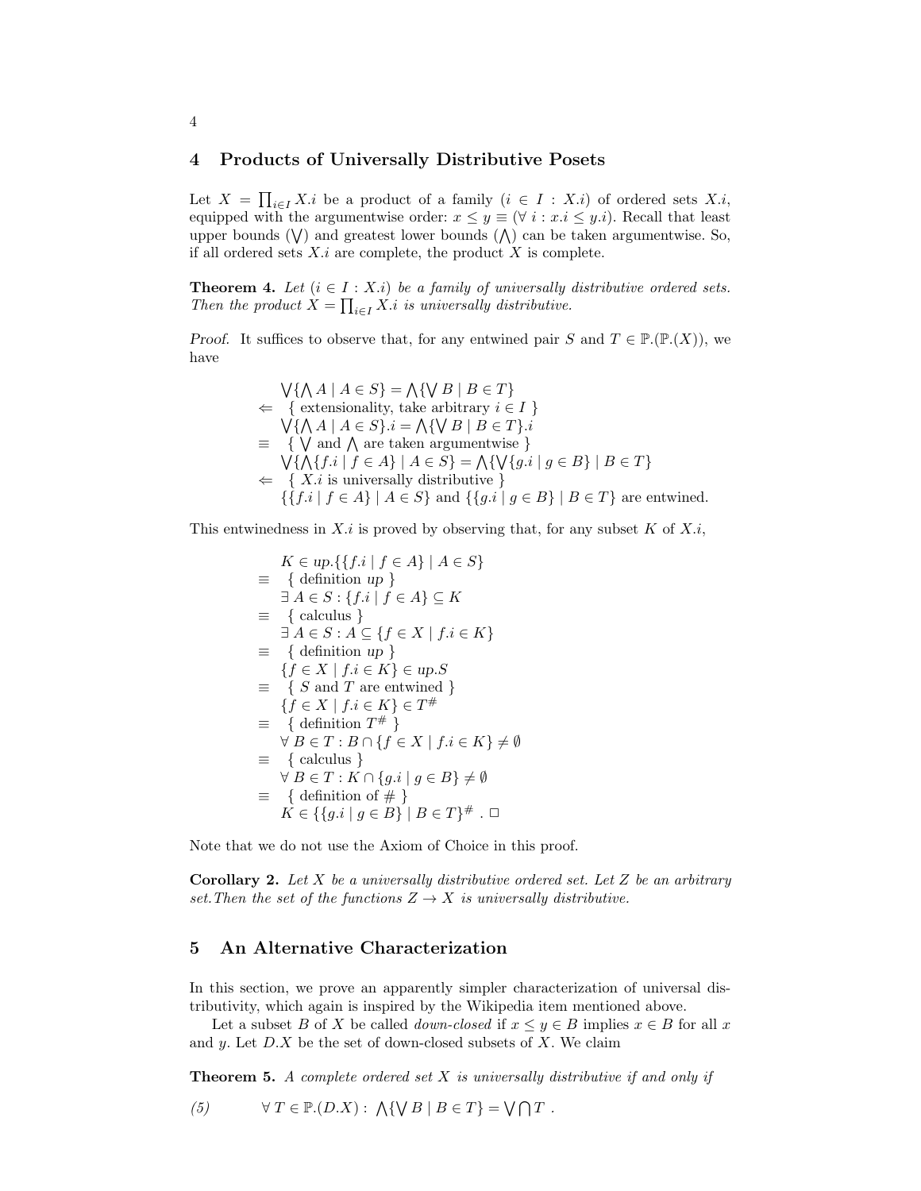## 4 Products of Universally Distributive Posets

Let $X = \prod_{i \in I} X.i$ be a product of a family $(i \in I : X.i)$ of ordered sets $X.i$, equipped with the argumentwise order: $x \leq y \equiv (\forall\ i : x.i \leq y.i)$. Recall that least upper bounds ($\bigvee$) and greatest lower bounds ($\bigwedge$) can be taken argumentwise. So, if all ordered sets $X.i$ are complete, the product $X$ is complete.

**Theorem 4.** *Let $(i \in I : X.i)$ be a family of universally distributive ordered sets. Then the product $X = \prod_{i \in I} X.i$ is universally distributive.*

*Proof.* It suffices to observe that, for any entwined pair $S$ and $T \in \mathbb{P}.(\mathbb{P}.(X))$, we have

$$
\begin{array}{ll}
& \bigvee\{\bigwedge A \mid A \in S\} = \bigwedge\{\bigvee B \mid B \in T\} \\
\Leftarrow & \{ \text{ extensionality, take arbitrary } i \in I \ \} \\
& \bigvee\{\bigwedge A \mid A \in S\}.i = \bigwedge\{\bigvee B \mid B \in T\}.i \\
\equiv & \{ \ \bigvee \text{ and } \bigwedge \text{ are taken argumentwise } \} \\
& \bigvee\{\bigwedge\{f.i \mid f \in A\} \mid A \in S\} = \bigwedge\{\bigvee\{g.i \mid g \in B\} \mid B \in T\} \\
\Leftarrow & \{ \ X.i \text{ is universally distributive } \} \\
& \{\{f.i \mid f \in A\} \mid A \in S\} \text{ and } \{\{g.i \mid g \in B\} \mid B \in T\} \text{ are entwined.}
\end{array}
$$

This entwinedness in $X.i$ is proved by observing that, for any subset $K$ of $X.i$,

$$
\begin{array}{ll}
& K \in up.\{\{f.i \mid f \in A\} \mid A \in S\} \\
\equiv & \{ \text{ definition } up \ \} \\
& \exists\ A \in S : \{f.i \mid f \in A\} \subseteq K \\
\equiv & \{ \text{ calculus } \} \\
& \exists\ A \in S : A \subseteq \{f \in X \mid f.i \in K\} \\
\equiv & \{ \text{ definition } up \ \} \\
& \{f \in X \mid f.i \in K\} \in up.S \\
\equiv & \{ \ S \text{ and } T \text{ are entwined } \} \\
& \{f \in X \mid f.i \in K\} \in T^{\#} \\
\equiv & \{ \text{ definition } T^{\#} \ \} \\
& \forall\ B \in T : B \cap \{f \in X \mid f.i \in K\} \neq \emptyset \\
\equiv & \{ \text{ calculus } \} \\
& \forall\ B \in T : K \cap \{g.i \mid g \in B\} \neq \emptyset \\
\equiv & \{ \text{ definition of } \# \ \} \\
& K \in \{\{g.i \mid g \in B\} \mid B \in T\}^{\#} \ . \ \Box
\end{array}
$$

Note that we do not use the Axiom of Choice in this proof.

**Corollary 2.** *Let $X$ be a universally distributive ordered set. Let $Z$ be an arbitrary set. Then the set of the functions $Z \to X$ is universally distributive.*

## 5 An Alternative Characterization

In this section, we prove an apparently simpler characterization of universal distributivity, which again is inspired by the Wikipedia item mentioned above.

Let a subset $B$ of $X$ be called *down-closed* if $x \leq y \in B$ implies $x \in B$ for all $x$ and $y$. Let $D.X$ be the set of down-closed subsets of $X$. We claim

**Theorem 5.** *A complete ordered set $X$ is universally distributive if and only if*

$$
(5) \qquad \forall\ T \in \mathbb{P}.(D.X) : \ \bigwedge\{\bigvee B \mid B \in T\} = \bigvee \bigcap T \ .
$$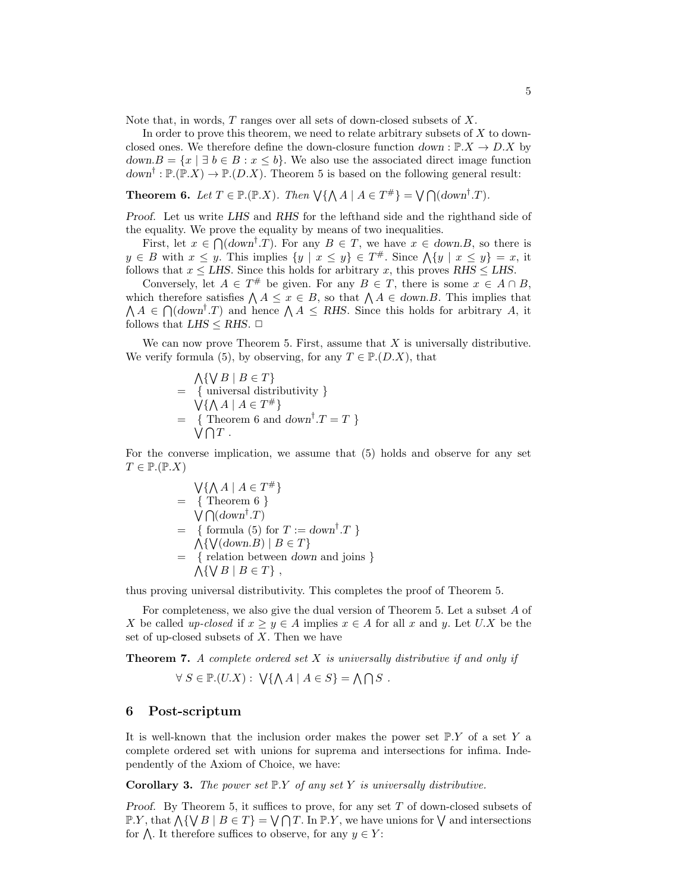Note that, in words, $T$ ranges over all sets of down-closed subsets of $X$.

In order to prove this theorem, we need to relate arbitrary subsets of $X$ to down-closed ones. We therefore define the down-closure function $down : \mathbb{P}.X \to D.X$ by $down.B = \{x \mid \exists\, b \in B : x \le b\}$. We also use the associated direct image function $down^{\dagger} : \mathbb{P}.(\mathbb{P}.X) \to \mathbb{P}.(D.X)$. Theorem 5 is based on the following general result:

**Theorem 6.** *Let $T \in \mathbb{P}.(\mathbb{P}.X)$. Then $\bigvee\{\bigwedge A \mid A \in T^{\#}\} = \bigvee \bigcap (down^{\dagger}.T)$.*

*Proof.* Let us write *LHS* and *RHS* for the lefthand side and the righthand side of the equality. We prove the equality by means of two inequalities.

First, let $x \in \bigcap(down^{\dagger}.T)$. For any $B \in T$, we have $x \in down.B$, so there is $y \in B$ with $x \le y$. This implies $\{y \mid x \le y\} \in T^{\#}$. Since $\bigwedge\{y \mid x \le y\} = x$, it follows that $x \le LHS$. Since this holds for arbitrary $x$, this proves $RHS \le LHS$.

Conversely, let $A \in T^{\#}$ be given. For any $B \in T$, there is some $x \in A \cap B$, which therefore satisfies $\bigwedge A \le x \in B$, so that $\bigwedge A \in down.B$. This implies that $\bigwedge A \in \bigcap(down^{\dagger}.T)$ and hence $\bigwedge A \le RHS$. Since this holds for arbitrary $A$, it follows that $LHS \le RHS$. □

We can now prove Theorem 5. First, assume that $X$ is universally distributive. We verify formula (5), by observing, for any $T \in \mathbb{P}.(D.X)$, that

$$
\begin{array}{ll}
 & \bigwedge\{\bigvee B \mid B \in T\} \\
= & \{\text{ universal distributivity }\} \\
 & \bigvee\{\bigwedge A \mid A \in T^{\#}\} \\
= & \{\text{ Theorem 6 and } down^{\dagger}.T = T \ \} \\
 & \bigvee \bigcap T \ .
\end{array}
$$

For the converse implication, we assume that (5) holds and observe for any set $T \in \mathbb{P}.(\mathbb{P}.X)$

$$
\begin{array}{ll}
 & \bigvee\{\bigwedge A \mid A \in T^{\#}\} \\
= & \{\text{ Theorem 6 }\} \\
 & \bigvee \bigcap (down^{\dagger}.T) \\
= & \{\text{ formula (5) for } T := down^{\dagger}.T \ \} \\
 & \bigwedge\{\bigvee(down.B) \mid B \in T\} \\
= & \{\text{ relation between } down \text{ and joins }\} \\
 & \bigwedge\{\bigvee B \mid B \in T\} \ ,
\end{array}
$$

thus proving universal distributivity. This completes the proof of Theorem 5.

For completeness, we also give the dual version of Theorem 5. Let a subset $A$ of $X$ be called *up-closed* if $x \ge y \in A$ implies $x \in A$ for all $x$ and $y$. Let $U.X$ be the set of up-closed subsets of $X$. Then we have

**Theorem 7.** *A complete ordered set $X$ is universally distributive if and only if*

$$\forall\, S \in \mathbb{P}.(U.X) : \ \bigvee\{\bigwedge A \mid A \in S\} = \bigwedge \bigcap S \ .$$

## 6 Post-scriptum

It is well-known that the inclusion order makes the power set $\mathbb{P}.Y$ of a set $Y$ a complete ordered set with unions for suprema and intersections for infima. Independently of the Axiom of Choice, we have:

**Corollary 3.** *The power set $\mathbb{P}.Y$ of any set $Y$ is universally distributive.*

*Proof.* By Theorem 5, it suffices to prove, for any set $T$ of down-closed subsets of $\mathbb{P}.Y$, that $\bigwedge\{\bigvee B \mid B \in T\} = \bigvee \bigcap T$. In $\mathbb{P}.Y$, we have unions for $\bigvee$ and intersections for $\bigwedge$. It therefore suffices to observe, for any $y \in Y$: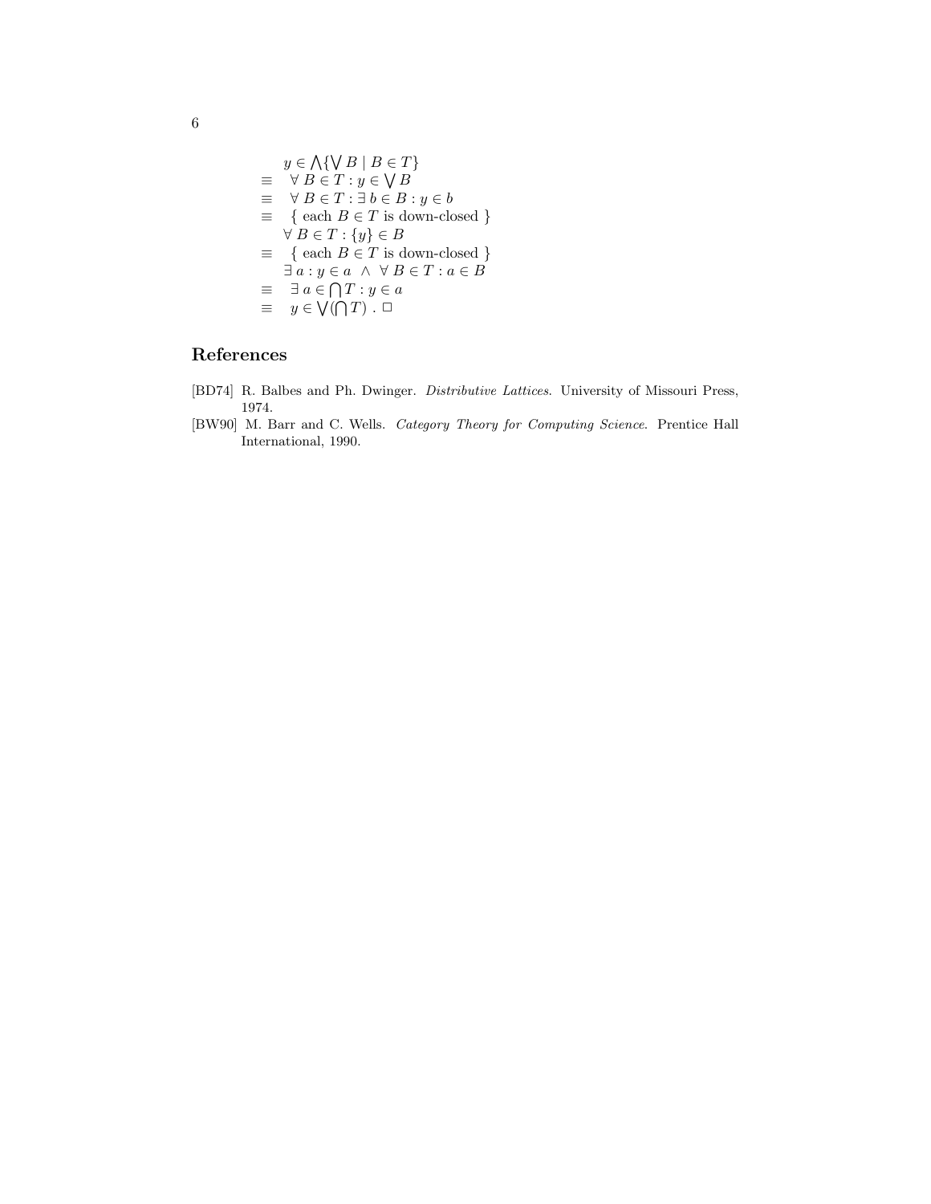$$
\begin{array}{ll}
 & y \in \bigwedge\{\bigvee B \mid B \in T\} \\
\equiv & \forall\, B \in T : y \in \bigvee B \\
\equiv & \forall\, B \in T : \exists\, b \in B : y \in b \\
\equiv & \{\text{ each } B \in T \text{ is down-closed }\} \\
 & \forall\, B \in T : \{y\} \in B \\
\equiv & \{\text{ each } B \in T \text{ is down-closed }\} \\
 & \exists\, a : y \in a \;\wedge\; \forall\, B \in T : a \in B \\
\equiv & \exists\, a \in \bigcap T : y \in a \\
\equiv & y \in \bigvee(\bigcap T)\ .\ \square
\end{array}
$$

## References

[BD74] R. Balbes and Ph. Dwinger. *Distributive Lattices*. University of Missouri Press, 1974.

[BW90] M. Barr and C. Wells. *Category Theory for Computing Science*. Prentice Hall International, 1990.